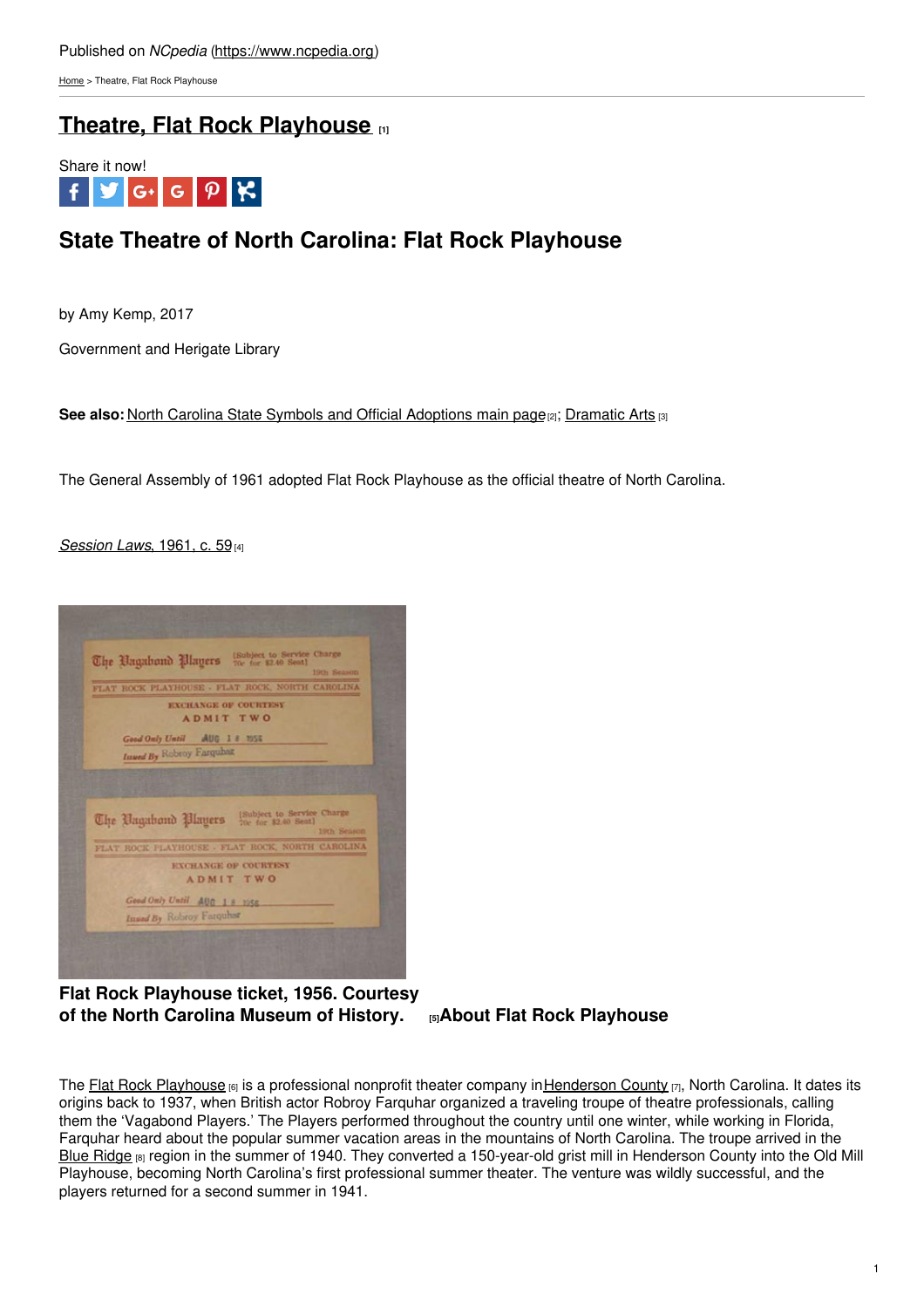Published on *NCpedia* (https://www.ncpedia.org)

Home > Theatre, Flat Rock Playhouse

# Theatre, Flat Rock Playhouse [1]

Share it now!

## State Theatre of North Carolina: Flat Rock Playhouse

by Amy Kemp, 2017

Government and Herigate Library

**See also:** North Carolina State Symbols and Official Adoptions main page [2]; Dramatic Arts [3]

The General Assembly of 1961 adopted Flat Rock Playhouse as the official theatre of North Carolina.

*Session Laws*, 1961, c. 59 [4]

**Flat Rock Playhouse ticket, 1956. Courtesy of the North Carolina Museum of History.** [5]

### About Flat Rock Playhouse

The Flat Rock Playhouse [6] is a professional nonprofit theater company in Henderson County [7], North Carolina. It dates its origins back to 1937, when British actor Robroy Farquhar organized a traveling troupe of theatre professionals, calling them the 'Vagabond Players.' The Players performed throughout the country until one winter, while working in Florida, Farquhar heard about the popular summer vacation areas in the mountains of North Carolina. The troupe arrived in the Blue Ridge [8] region in the summer of 1940. They converted a 150-year-old grist mill in Henderson County into the Old Mill Playhouse, becoming North Carolina's first professional summer theater. The venture was wildly successful, and the players returned for a second summer in 1941.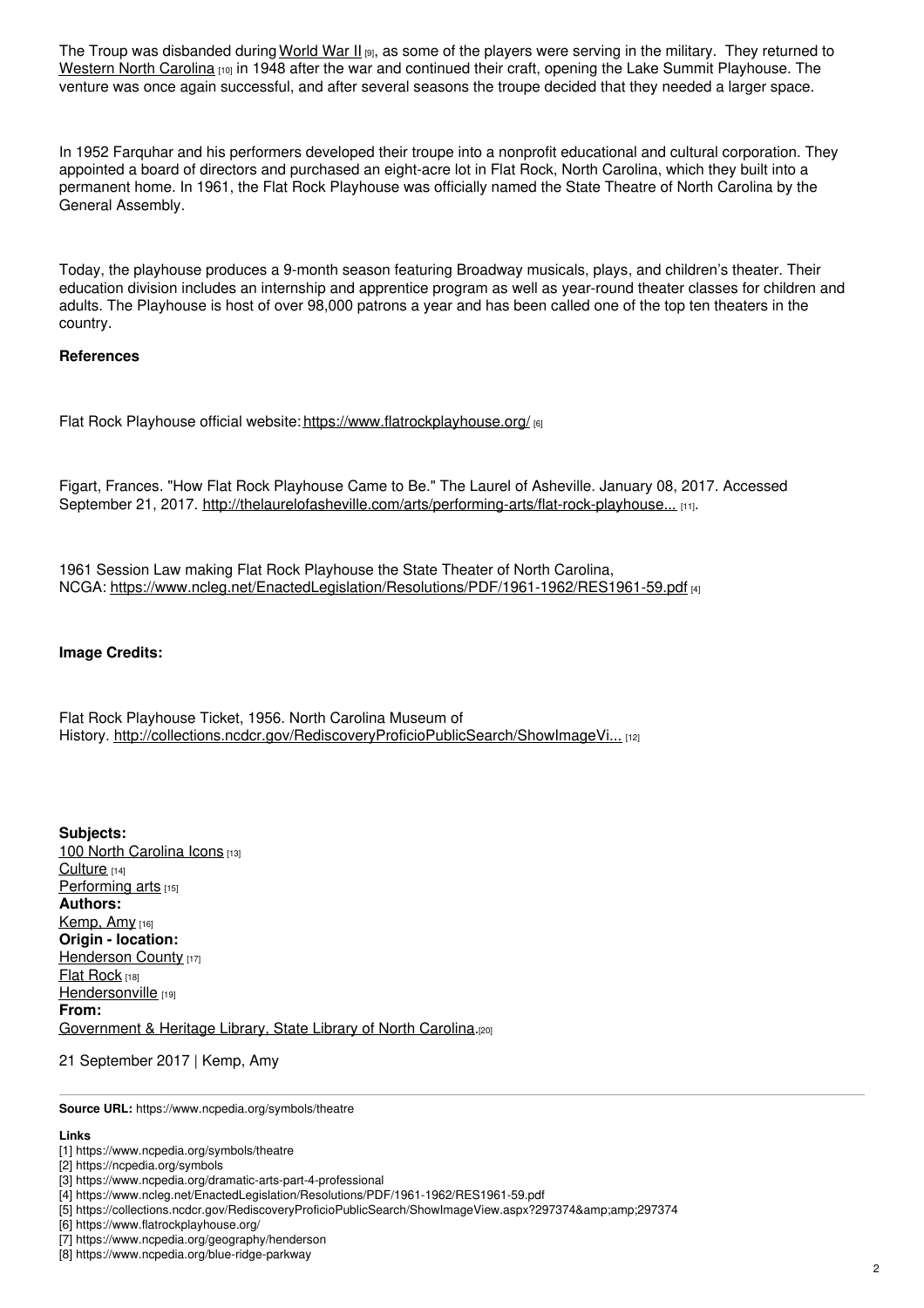The Troup was disbanded during World War II [9], as some of the players were serving in the military. They returned to Western North Carolina [10] in 1948 after the war and continued their craft, opening the Lake Summit Playhouse. The venture was once again successful, and after several seasons the troupe decided that they needed a larger space.

In 1952 Farquhar and his performers developed their troupe into a nonprofit educational and cultural corporation. They appointed a board of directors and purchased an eight-acre lot in Flat Rock, North Carolina, which they built into a permanent home. In 1961, the Flat Rock Playhouse was officially named the State Theatre of North Carolina by the General Assembly.

Today, the playhouse produces a 9-month season featuring Broadway musicals, plays, and children's theater. Their education division includes an internship and apprentice program as well as year-round theater classes for children and adults. The Playhouse is host of over 98,000 patrons a year and has been called one of the top ten theaters in the country.

**References**

Flat Rock Playhouse official website: https://www.flatrockplayhouse.org/ [6]

Figart, Frances. "How Flat Rock Playhouse Came to Be." The Laurel of Asheville. January 08, 2017. Accessed September 21, 2017. http://thelaurelofasheville.com/arts/performing-arts/flat-rock-playhouse... [11].

1961 Session Law making Flat Rock Playhouse the State Theater of North Carolina, NCGA: https://www.ncleg.net/EnactedLegislation/Resolutions/PDF/1961-1962/RES1961-59.pdf [4]

**Image Credits:**

Flat Rock Playhouse Ticket, 1956. North Carolina Museum of History. http://collections.ncdcr.gov/RediscoveryProficioPublicSearch/ShowImageVi... [12]

**Subjects:**
100 North Carolina Icons [13]
Culture [14]
Performing arts [15]
**Authors:**
Kemp, Amy [16]
**Origin - location:**
Henderson County [17]
Flat Rock [18]
Hendersonville [19]
**From:**
Government & Heritage Library, State Library of North Carolina.[20]

21 September 2017 | Kemp, Amy

**Source URL:** https://www.ncpedia.org/symbols/theatre

**Links**
[1] https://www.ncpedia.org/symbols/theatre
[2] https://ncpedia.org/symbols
[3] https://www.ncpedia.org/dramatic-arts-part-4-professional
[4] https://www.ncleg.net/EnactedLegislation/Resolutions/PDF/1961-1962/RES1961-59.pdf
[5] https://collections.ncdcr.gov/RediscoveryProficioPublicSearch/ShowImageView.aspx?297374&amp;amp;297374
[6] https://www.flatrockplayhouse.org/
[7] https://www.ncpedia.org/geography/henderson
[8] https://www.ncpedia.org/blue-ridge-parkway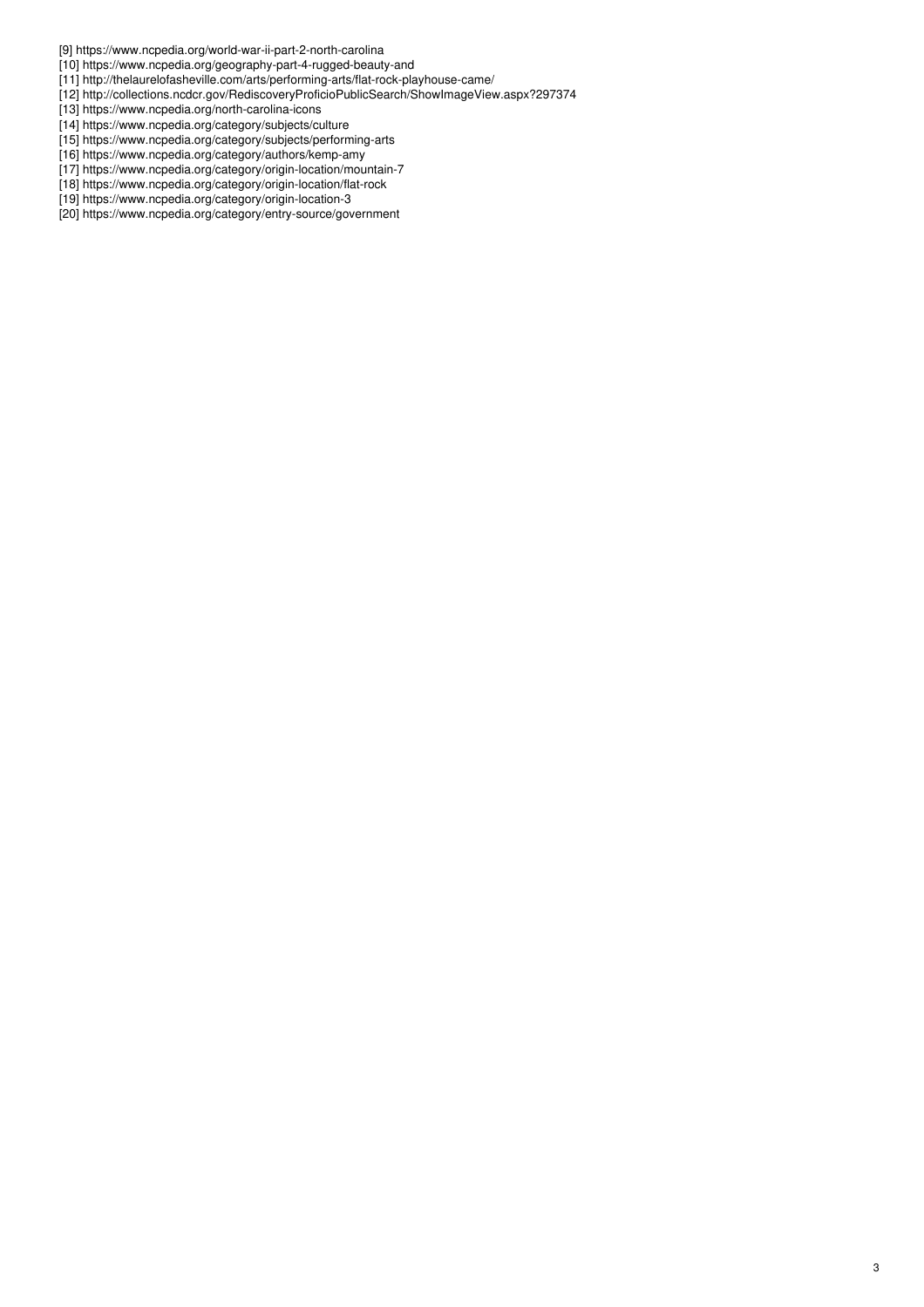[9] https://www.ncpedia.org/world-war-ii-part-2-north-carolina
[10] https://www.ncpedia.org/geography-part-4-rugged-beauty-and
[11] http://thelaurelofasheville.com/arts/performing-arts/flat-rock-playhouse-came/
[12] http://collections.ncdcr.gov/RediscoveryProficioPublicSearch/ShowImageView.aspx?297374
[13] https://www.ncpedia.org/north-carolina-icons
[14] https://www.ncpedia.org/category/subjects/culture
[15] https://www.ncpedia.org/category/subjects/performing-arts
[16] https://www.ncpedia.org/category/authors/kemp-amy
[17] https://www.ncpedia.org/category/origin-location/mountain-7
[18] https://www.ncpedia.org/category/origin-location/flat-rock
[19] https://www.ncpedia.org/category/origin-location-3
[20] https://www.ncpedia.org/category/entry-source/government